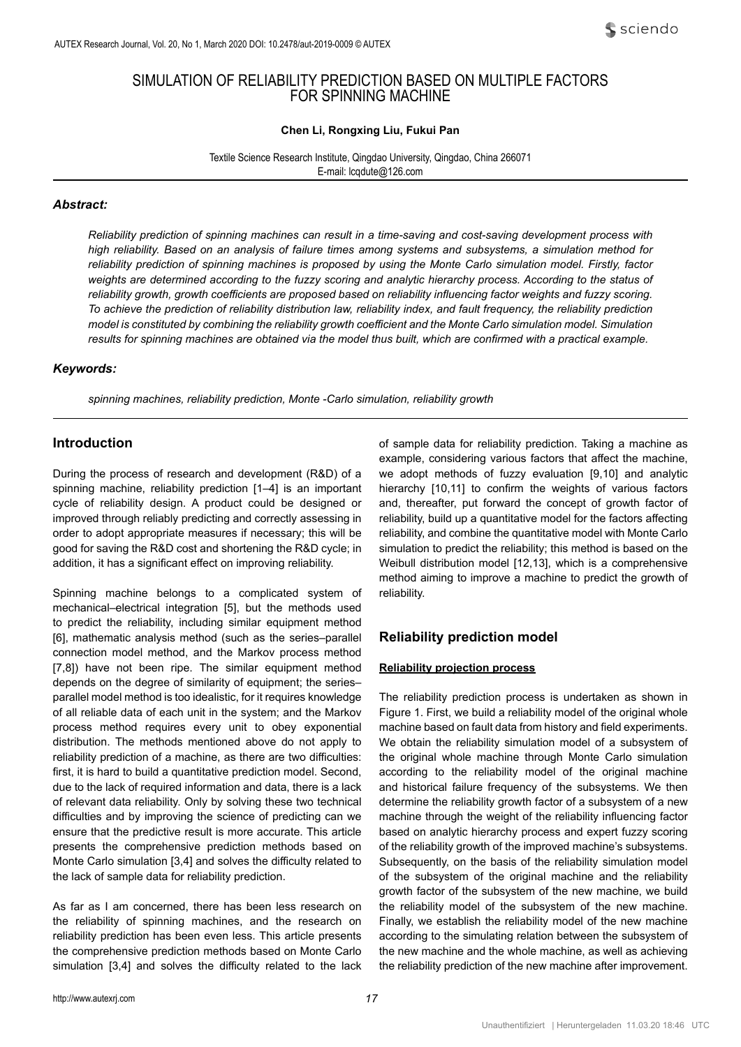# SIMULATION OF RELIABILITY PREDICTION BASED ON MULTIPLE FACTORS FOR SPINNING MACHINE

**Chen Li, Rongxing Liu, Fukui Pan**

Textile Science Research Institute, Qingdao University, Qingdao, China 266071
E-mail: lcqdute@126.com

### *Abstract:*

*Reliability prediction of spinning machines can result in a time-saving and cost-saving development process with high reliability. Based on an analysis of failure times among systems and subsystems, a simulation method for reliability prediction of spinning machines is proposed by using the Monte Carlo simulation model. Firstly, factor weights are determined according to the fuzzy scoring and analytic hierarchy process. According to the status of reliability growth, growth coefficients are proposed based on reliability influencing factor weights and fuzzy scoring. To achieve the prediction of reliability distribution law, reliability index, and fault frequency, the reliability prediction model is constituted by combining the reliability growth coefficient and the Monte Carlo simulation model. Simulation results for spinning machines are obtained via the model thus built, which are confirmed with a practical example.*

### *Keywords:*

*spinning machines, reliability prediction, Monte -Carlo simulation, reliability growth*

## Introduction

During the process of research and development (R&D) of a spinning machine, reliability prediction [1–4] is an important cycle of reliability design. A product could be designed or improved through reliably predicting and correctly assessing in order to adopt appropriate measures if necessary; this will be good for saving the R&D cost and shortening the R&D cycle; in addition, it has a significant effect on improving reliability.

Spinning machine belongs to a complicated system of mechanical–electrical integration [5], but the methods used to predict the reliability, including similar equipment method [6], mathematic analysis method (such as the series–parallel connection model method, and the Markov process method [7,8]) have not been ripe. The similar equipment method depends on the degree of similarity of equipment; the series–parallel model method is too idealistic, for it requires knowledge of all reliable data of each unit in the system; and the Markov process method requires every unit to obey exponential distribution. The methods mentioned above do not apply to reliability prediction of a machine, as there are two difficulties: first, it is hard to build a quantitative prediction model. Second, due to the lack of required information and data, there is a lack of relevant data reliability. Only by solving these two technical difficulties and by improving the science of predicting can we ensure that the predictive result is more accurate. This article presents the comprehensive prediction methods based on Monte Carlo simulation [3,4] and solves the difficulty related to the lack of sample data for reliability prediction.

As far as I am concerned, there has been less research on the reliability of spinning machines, and the research on reliability prediction has been even less. This article presents the comprehensive prediction methods based on Monte Carlo simulation [3,4] and solves the difficulty related to the lack of sample data for reliability prediction. Taking a machine as example, considering various factors that affect the machine, we adopt methods of fuzzy evaluation [9,10] and analytic hierarchy [10,11] to confirm the weights of various factors and, thereafter, put forward the concept of growth factor of reliability, build up a quantitative model for the factors affecting reliability, and combine the quantitative model with Monte Carlo simulation to predict the reliability; this method is based on the Weibull distribution model [12,13], which is a comprehensive method aiming to improve a machine to predict the growth of reliability.

## Reliability prediction model

### Reliability projection process

The reliability prediction process is undertaken as shown in Figure 1. First, we build a reliability model of the original whole machine based on fault data from history and field experiments. We obtain the reliability simulation model of a subsystem of the original whole machine through Monte Carlo simulation according to the reliability model of the original machine and historical failure frequency of the subsystems. We then determine the reliability growth factor of a subsystem of a new machine through the weight of the reliability influencing factor based on analytic hierarchy process and expert fuzzy scoring of the reliability growth of the improved machine's subsystems. Subsequently, on the basis of the reliability simulation model of the subsystem of the original machine and the reliability growth factor of the subsystem of the new machine, we build the reliability model of the subsystem of the new machine. Finally, we establish the reliability model of the new machine according to the simulating relation between the subsystem of the new machine and the whole machine, as well as achieving the reliability prediction of the new machine after improvement.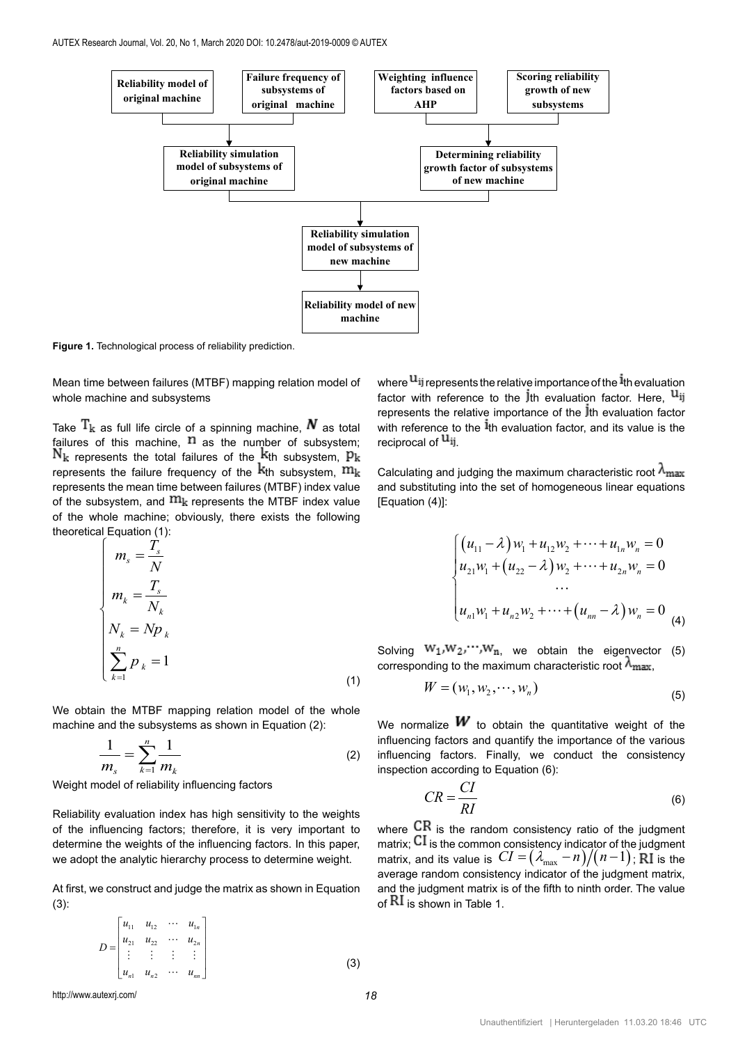Figure 1. Technological process of reliability prediction.

Mean time between failures (MTBF) mapping relation model of whole machine and subsystems

Take $T_k$ as full life circle of a spinning machine, $N$ as total failures of this machine, $n$ as the number of subsystem; $N_k$ represents the total failures of the $k$th subsystem, $p_k$ represents the failure frequency of the $k$th subsystem, $m_k$ represents the mean time between failures (MTBF) index value of the subsystem, and $m_k$ represents the MTBF index value of the whole machine; obviously, there exists the following theoretical Equation (1):

$$\begin{cases} m_s = \dfrac{T_s}{N} \\ m_k = \dfrac{T_s}{N_k} \\ N_k = Np_k \\ \sum_{k=1}^{n} p_k = 1 \end{cases} \tag{1}$$

We obtain the MTBF mapping relation model of the whole machine and the subsystems as shown in Equation (2):

$$\frac{1}{m_s} = \sum_{k=1}^{n} \frac{1}{m_k} \tag{2}$$

Weight model of reliability influencing factors

Reliability evaluation index has high sensitivity to the weights of the influencing factors; therefore, it is very important to determine the weights of the influencing factors. In this paper, we adopt the analytic hierarchy process to determine weight.

At first, we construct and judge the matrix as shown in Equation (3):

$$D = \begin{bmatrix} u_{11} & u_{12} & \cdots & u_{1n} \\ u_{21} & u_{22} & \cdots & u_{2n} \\ \vdots & \vdots & \vdots & \vdots \\ u_{n1} & u_{n2} & \cdots & u_{nn} \end{bmatrix} \tag{3}$$

where $u_{ij}$ represents the relative importance of the $i$th evaluation factor with reference to the $j$th evaluation factor. Here, $u_{ij}$ represents the relative importance of the $j$th evaluation factor with reference to the $i$th evaluation factor, and its value is the reciprocal of $u_{ij}$.

Calculating and judging the maximum characteristic root $\lambda_{max}$ and substituting into the set of homogeneous linear equations [Equation (4)]:

$$\begin{cases} (u_{11} - \lambda) w_1 + u_{12} w_2 + \cdots + u_{1n} w_n = 0 \\ u_{21} w_1 + (u_{22} - \lambda) w_2 + \cdots + u_{2n} w_n = 0 \\ \cdots \\ u_{n1} w_1 + u_{n2} w_2 + \cdots + (u_{nn} - \lambda) w_n = 0 \end{cases} \tag{4}$$

Solving $w_1, w_2, \cdots, w_n$, we obtain the eigenvector (5) corresponding to the maximum characteristic root $\lambda_{max}$,

$$W = (w_1, w_2, \cdots, w_n) \tag{5}$$

We normalize $W$ to obtain the quantitative weight of the influencing factors and quantify the importance of the various influencing factors. Finally, we conduct the consistency inspection according to Equation (6):

$$CR = \frac{CI}{RI} \tag{6}$$

where $CR$ is the random consistency ratio of the judgment matrix; $CI$ is the common consistency indicator of the judgment matrix, and its value is $CI = (\lambda_{max} - n)/(n-1)$; $RI$ is the average random consistency indicator of the judgment matrix, and the judgment matrix is of the fifth to ninth order. The value of $RI$ is shown in Table 1.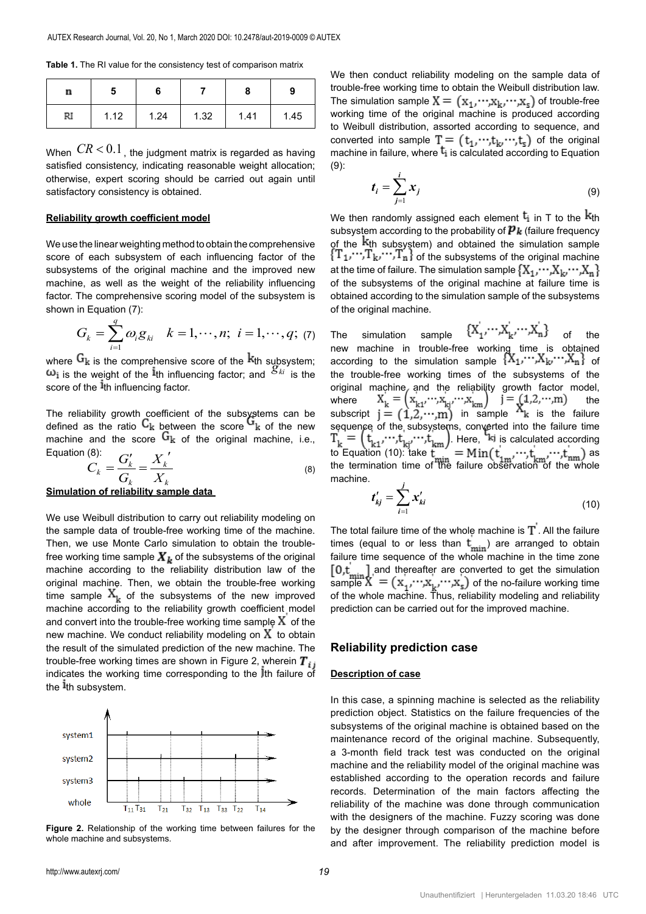**Table 1.** The RI value for the consistency test of comparison matrix

| n | 5 | 6 | 7 | 8 | 9 |
|---|---|---|---|---|---|
| RI | 1.12 | 1.24 | 1.32 | 1.41 | 1.45 |

When $CR < 0.1$, the judgment matrix is regarded as having satisfied consistency, indicating reasonable weight allocation; otherwise, expert scoring should be carried out again until satisfactory consistency is obtained.

**Reliability growth coefficient model**

We use the linear weighting method to obtain the comprehensive score of each subsystem of each influencing factor of the subsystems of the original machine and the improved new machine, as well as the weight of the reliability influencing factor. The comprehensive scoring model of the subsystem is shown in Equation (7):

$$G_k = \sum_{i=1}^{q} \omega_i g_{ki} \quad k = 1, \cdots, n; \ i = 1, \cdots, q; \tag{7}$$

where $G_k$ is the comprehensive score of the $k$th subsystem; $\omega_i$ is the weight of the $i$th influencing factor; and $g_{ki}$ is the score of the $i$th influencing factor.

The reliability growth coefficient of the subsystems can be defined as the ratio $C_k$ between the score $G_k'$ of the new machine and the score $G_k$ of the original machine, i.e., Equation (8):

$$C_k = \frac{G_k'}{G_k} = \frac{X_k'}{X_k} \tag{8}$$

**Simulation of reliability sample data**

We use Weibull distribution to carry out reliability modeling on the sample data of trouble-free working time of the machine. Then, we use Monte Carlo simulation to obtain the trouble-free working time sample $X_k$ of the subsystems of the original machine according to the reliability distribution law of the original machine. Then, we obtain the trouble-free working time sample $X_k'$ of the subsystems of the new improved machine according to the reliability growth coefficient model and convert into the trouble-free working time sample $X'$ of the new machine. We conduct reliability modeling on $X$ to obtain the result of the simulated prediction of the new machine. The trouble-free working times are shown in Figure 2, wherein $T_{ij}$ indicates the working time corresponding to the $j$th failure of the $i$th subsystem.

Figure 2. Relationship of the working time between failures for the whole machine and subsystems.

We then conduct reliability modeling on the sample data of trouble-free working time to obtain the Weibull distribution law. The simulation sample $X = (x_1, \cdots, x_k, \cdots, x_s)$ of trouble-free working time of the original machine is produced according to Weibull distribution, assorted according to sequence, and converted into sample $T = (t_1, \cdots, t_k, \cdots, t_s)$ of the original machine in failure, where $t_i$ is calculated according to Equation (9):

$$t_i = \sum_{j=1}^{i} x_j \tag{9}$$

We then randomly assigned each element $t_i$ in T to the $k$th subsystem according to the probability of $p_k$ (failure frequency of the $k$th subsystem) and obtained the simulation sample $\{T_1, \cdots, T_k, \cdots, T_n\}$ of the subsystems of the original machine at the time of failure. The simulation sample $\{X_1, \cdots, X_k, \cdots, X_n\}$ of the subsystems of the original machine at failure time is obtained according to the simulation sample of the subsystems of the original machine.

The simulation sample $\{X_1', \cdots, X_k', \cdots, X_n'\}$ of the new machine in trouble-free working time is obtained according to the simulation sample $\{X_1, \cdots, X_k, \cdots, X_n\}$ of the trouble-free working times of the subsystems of the original machine and the reliability growth factor model, where $X_k' = (x_{k1}', \cdots, x_{kj}', \cdots, x_{km}')$ $j = (1, 2, \cdots, m)$ the subscript $j = (1, 2, \cdots, m)$ in sample $X_k'$ is the failure sequence of the subsystems, converted into the failure time $T_k' = (t_{k1}', \cdots, t_{kj}', \cdots, t_{km}')$. Here, $t_{kj}'$ is calculated according to Equation (10): take $t_{min}' = \mathrm{Min}(t_{1m}', \cdots, t_{km}', \cdots, t_{nm}')$ as the termination time of the failure observation of the whole machine.

$$t_{kj}' = \sum_{i=1}^{j} x_{ki}' \tag{10}$$

The total failure time of the whole machine is $T'$. All the failure times (equal to or less than $t_{min}'$) are arranged to obtain failure time sequence of the whole machine in the time zone $[0, t_{min}']$ and thereafter are converted to get the simulation sample $X' = (x_1', \cdots, x_k', \cdots, x_s')$ of the no-failure working time of the whole machine. Thus, reliability modeling and reliability prediction can be carried out for the improved machine.

## Reliability prediction case

**Description of case**

In this case, a spinning machine is selected as the reliability prediction object. Statistics on the failure frequencies of the subsystems of the original machine is obtained based on the maintenance record of the original machine. Subsequently, a 3-month field track test was conducted on the original machine and the reliability model of the original machine was established according to the operation records and failure records. Determination of the main factors affecting the reliability of the machine was done through communication with the designers of the machine. Fuzzy scoring was done by the designer through comparison of the machine before and after improvement. The reliability prediction model is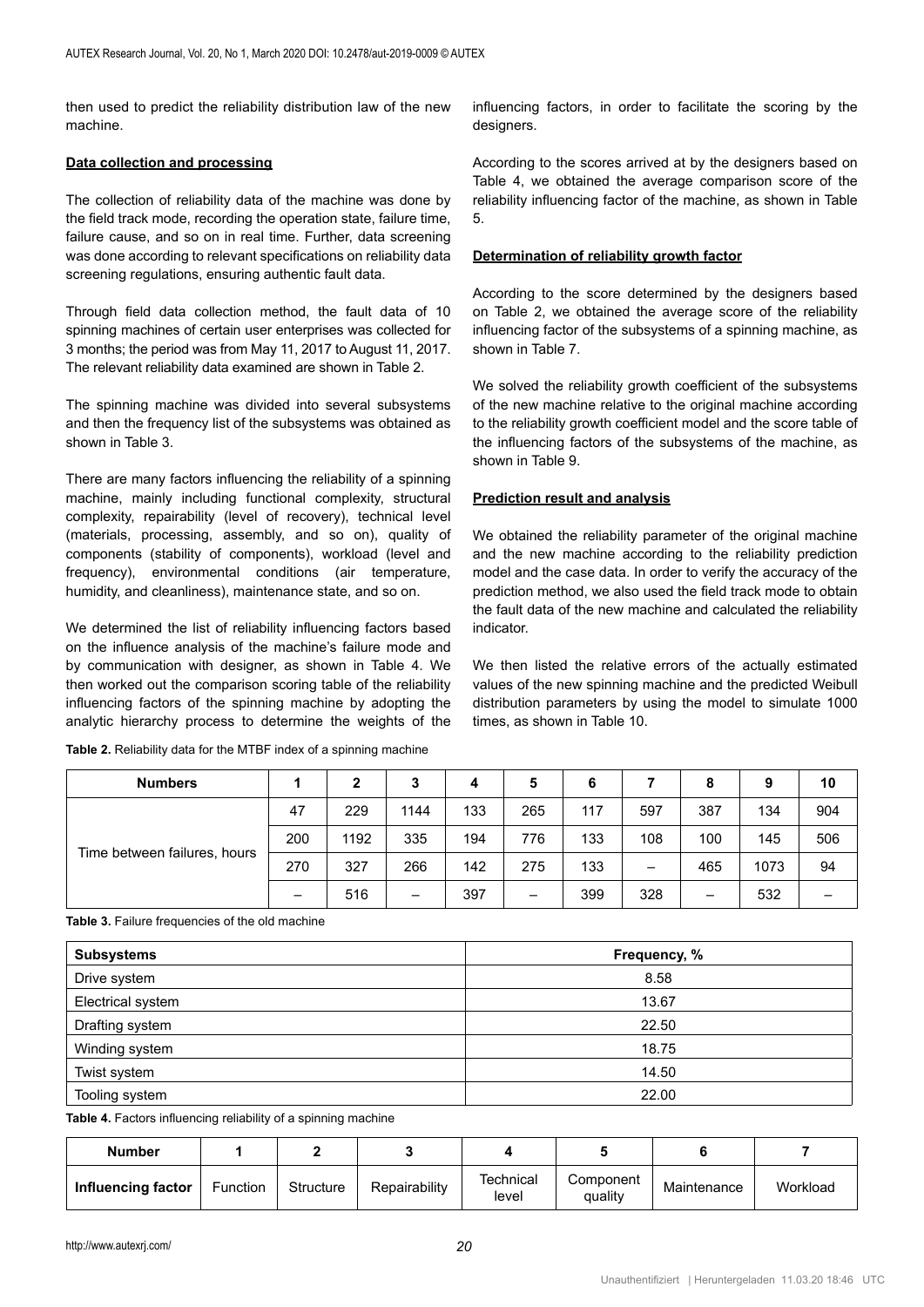then used to predict the reliability distribution law of the new machine.

**Data collection and processing**

The collection of reliability data of the machine was done by the field track mode, recording the operation state, failure time, failure cause, and so on in real time. Further, data screening was done according to relevant specifications on reliability data screening regulations, ensuring authentic fault data.

Through field data collection method, the fault data of 10 spinning machines of certain user enterprises was collected for 3 months; the period was from May 11, 2017 to August 11, 2017. The relevant reliability data examined are shown in Table 2.

The spinning machine was divided into several subsystems and then the frequency list of the subsystems was obtained as shown in Table 3.

There are many factors influencing the reliability of a spinning machine, mainly including functional complexity, structural complexity, repairability (level of recovery), technical level (materials, processing, assembly, and so on), quality of components (stability of components), workload (level and frequency), environmental conditions (air temperature, humidity, and cleanliness), maintenance state, and so on.

We determined the list of reliability influencing factors based on the influence analysis of the machine's failure mode and by communication with designer, as shown in Table 4. We then worked out the comparison scoring table of the reliability influencing factors of the spinning machine by adopting the analytic hierarchy process to determine the weights of the influencing factors, in order to facilitate the scoring by the designers.

According to the scores arrived at by the designers based on Table 4, we obtained the average comparison score of the reliability influencing factor of the machine, as shown in Table 5.

**Determination of reliability growth factor**

According to the score determined by the designers based on Table 2, we obtained the average score of the reliability influencing factor of the subsystems of a spinning machine, as shown in Table 7.

We solved the reliability growth coefficient of the subsystems of the new machine relative to the original machine according to the reliability growth coefficient model and the score table of the influencing factors of the subsystems of the machine, as shown in Table 9.

**Prediction result and analysis**

We obtained the reliability parameter of the original machine and the new machine according to the reliability prediction model and the case data. In order to verify the accuracy of the prediction method, we also used the field track mode to obtain the fault data of the new machine and calculated the reliability indicator.

We then listed the relative errors of the actually estimated values of the new spinning machine and the predicted Weibull distribution parameters by using the model to simulate 1000 times, as shown in Table 10.

**Table 2.** Reliability data for the MTBF index of a spinning machine

| Numbers | 1 | 2 | 3 | 4 | 5 | 6 | 7 | 8 | 9 | 10 |
|---|---|---|---|---|---|---|---|---|---|---|
| Time between failures, hours | 47 | 229 | 1144 | 133 | 265 | 117 | 597 | 387 | 134 | 904 |
| | 200 | 1192 | 335 | 194 | 776 | 133 | 108 | 100 | 145 | 506 |
| | 270 | 327 | 266 | 142 | 275 | 133 | – | 465 | 1073 | 94 |
| | – | 516 | – | 397 | – | 399 | 328 | – | 532 | – |

**Table 3.** Failure frequencies of the old machine

| Subsystems | Frequency, % |
|---|---|
| Drive system | 8.58 |
| Electrical system | 13.67 |
| Drafting system | 22.50 |
| Winding system | 18.75 |
| Twist system | 14.50 |
| Tooling system | 22.00 |

**Table 4.** Factors influencing reliability of a spinning machine

| Number | 1 | 2 | 3 | 4 | 5 | 6 | 7 |
|---|---|---|---|---|---|---|---|
| **Influencing factor** | Function | Structure | Repairability | Technical level | Component quality | Maintenance | Workload |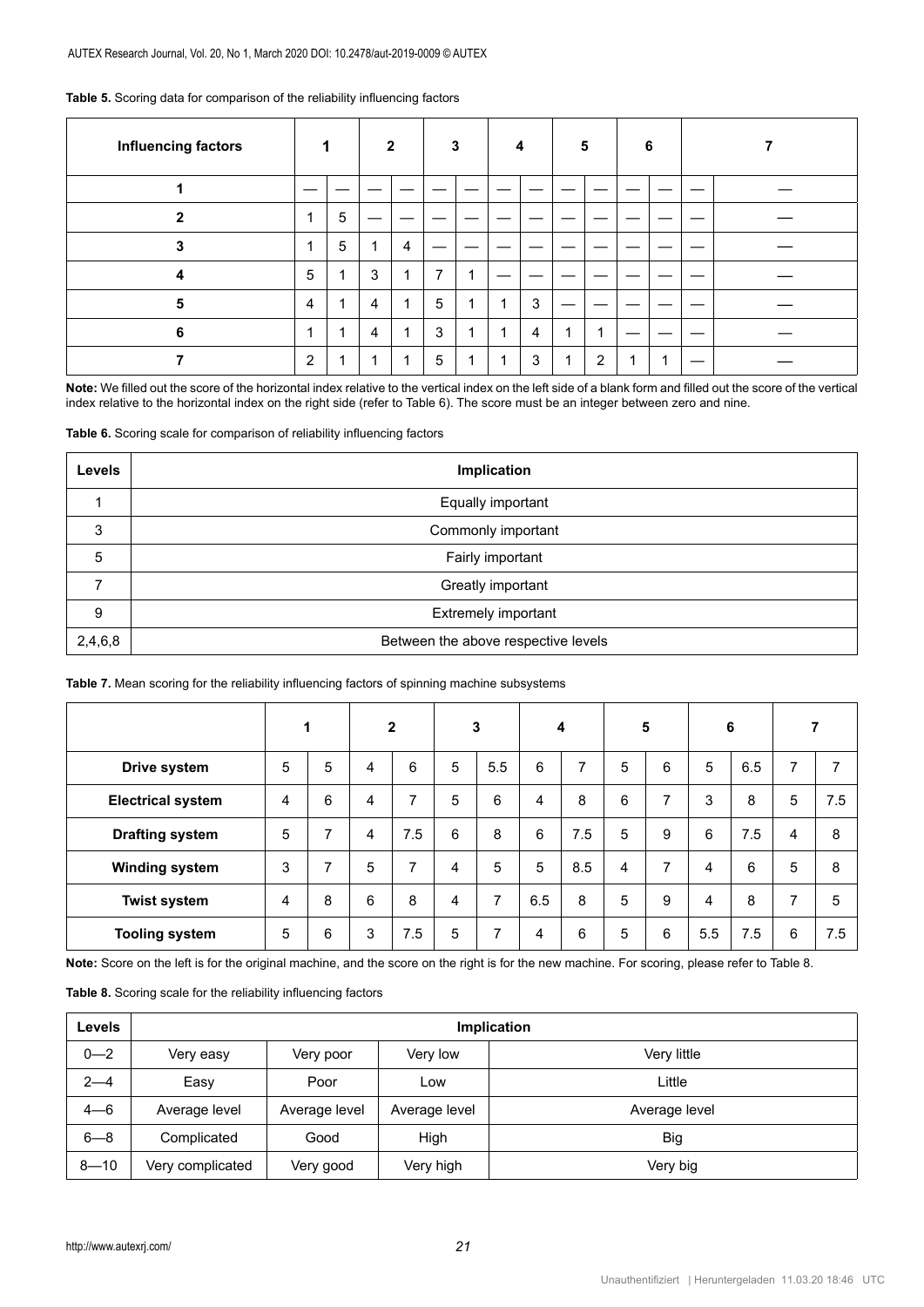**Table 5.** Scoring data for comparison of the reliability influencing factors

| Influencing factors | 1 | | 2 | | 3 | | 4 | | 5 | | 6 | | 7 | |
|---|---|---|---|---|---|---|---|---|---|---|---|---|---|---|
| **1** | — | — | — | — | — | — | — | — | — | — | — | — | — | — |
| **2** | 1 | 5 | — | — | — | — | — | — | — | — | — | — | — | — |
| **3** | 1 | 5 | 1 | 4 | — | — | — | — | — | — | — | — | — | — |
| **4** | 5 | 1 | 3 | 1 | 7 | 1 | — | — | — | — | — | — | — | — |
| **5** | 4 | 1 | 4 | 1 | 5 | 1 | 1 | 3 | — | — | — | — | — | — |
| **6** | 1 | 1 | 4 | 1 | 3 | 1 | 1 | 4 | 1 | 1 | — | — | — | — |
| **7** | 2 | 1 | 1 | 1 | 5 | 1 | 1 | 3 | 1 | 2 | 1 | 1 | — | — |

**Note:** We filled out the score of the horizontal index relative to the vertical index on the left side of a blank form and filled out the score of the vertical index relative to the horizontal index on the right side (refer to Table 6). The score must be an integer between zero and nine.

**Table 6.** Scoring scale for comparison of reliability influencing factors

| Levels | Implication |
|---|---|
| 1 | Equally important |
| 3 | Commonly important |
| 5 | Fairly important |
| 7 | Greatly important |
| 9 | Extremely important |
| 2,4,6,8 | Between the above respective levels |

**Table 7.** Mean scoring for the reliability influencing factors of spinning machine subsystems

| | 1 | | 2 | | 3 | | 4 | | 5 | | 6 | | 7 | |
|---|---|---|---|---|---|---|---|---|---|---|---|---|---|---|
| **Drive system** | 5 | 5 | 4 | 6 | 5 | 5.5 | 6 | 7 | 5 | 6 | 5 | 6.5 | 7 | 7 |
| **Electrical system** | 4 | 6 | 4 | 7 | 5 | 6 | 4 | 8 | 6 | 7 | 3 | 8 | 5 | 7.5 |
| **Drafting system** | 5 | 7 | 4 | 7.5 | 6 | 8 | 6 | 7.5 | 5 | 9 | 6 | 7.5 | 4 | 8 |
| **Winding system** | 3 | 7 | 5 | 7 | 4 | 5 | 5 | 8.5 | 4 | 7 | 4 | 6 | 5 | 8 |
| **Twist system** | 4 | 8 | 6 | 8 | 4 | 7 | 6.5 | 8 | 5 | 9 | 4 | 8 | 7 | 5 |
| **Tooling system** | 5 | 6 | 3 | 7.5 | 5 | 7 | 4 | 6 | 5 | 6 | 5.5 | 7.5 | 6 | 7.5 |

**Note:** Score on the left is for the original machine, and the score on the right is for the new machine. For scoring, please refer to Table 8.

**Table 8.** Scoring scale for the reliability influencing factors

| Levels | Implication | | | |
|---|---|---|---|---|
| 0—2 | Very easy | Very poor | Very low | Very little |
| 2—4 | Easy | Poor | Low | Little |
| 4—6 | Average level | Average level | Average level | Average level |
| 6—8 | Complicated | Good | High | Big |
| 8—10 | Very complicated | Very good | Very high | Very big |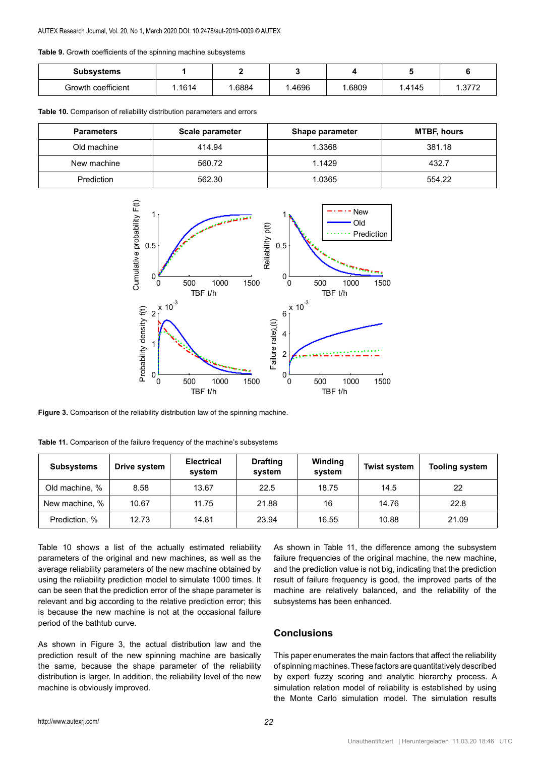**Table 9.** Growth coefficients of the spinning machine subsystems

| Subsystems | 1 | 2 | 3 | 4 | 5 | 6 |
|---|---|---|---|---|---|---|
| Growth coefficient | 1.1614 | 1.6884 | 1.4696 | 1.6809 | 1.4145 | 1.3772 |

**Table 10.** Comparison of reliability distribution parameters and errors

| Parameters | Scale parameter | Shape parameter | MTBF, hours |
|---|---|---|---|
| Old machine | 414.94 | 1.3368 | 381.18 |
| New machine | 560.72 | 1.1429 | 432.7 |
| Prediction | 562.30 | 1.0365 | 554.22 |

**Figure 3.** Comparison of the reliability distribution law of the spinning machine.

**Table 11.** Comparison of the failure frequency of the machine's subsystems

| Subsystems | Drive system | Electrical system | Drafting system | Winding system | Twist system | Tooling system |
|---|---|---|---|---|---|---|
| Old machine, % | 8.58 | 13.67 | 22.5 | 18.75 | 14.5 | 22 |
| New machine, % | 10.67 | 11.75 | 21.88 | 16 | 14.76 | 22.8 |
| Prediction, % | 12.73 | 14.81 | 23.94 | 16.55 | 10.88 | 21.09 |

Table 10 shows a list of the actually estimated reliability parameters of the original and new machines, as well as the average reliability parameters of the new machine obtained by using the reliability prediction model to simulate 1000 times. It can be seen that the prediction error of the shape parameter is relevant and big according to the relative prediction error; this is because the new machine is not at the occasional failure period of the bathtub curve.

As shown in Figure 3, the actual distribution law and the prediction result of the new spinning machine are basically the same, because the shape parameter of the reliability distribution is larger. In addition, the reliability level of the new machine is obviously improved.

As shown in Table 11, the difference among the subsystem failure frequencies of the original machine, the new machine, and the prediction value is not big, indicating that the prediction result of failure frequency is good, the improved parts of the machine are relatively balanced, and the reliability of the subsystems has been enhanced.

## Conclusions

This paper enumerates the main factors that affect the reliability of spinning machines. These factors are quantitatively described by expert fuzzy scoring and analytic hierarchy process. A simulation relation model of reliability is established by using the Monte Carlo simulation model. The simulation results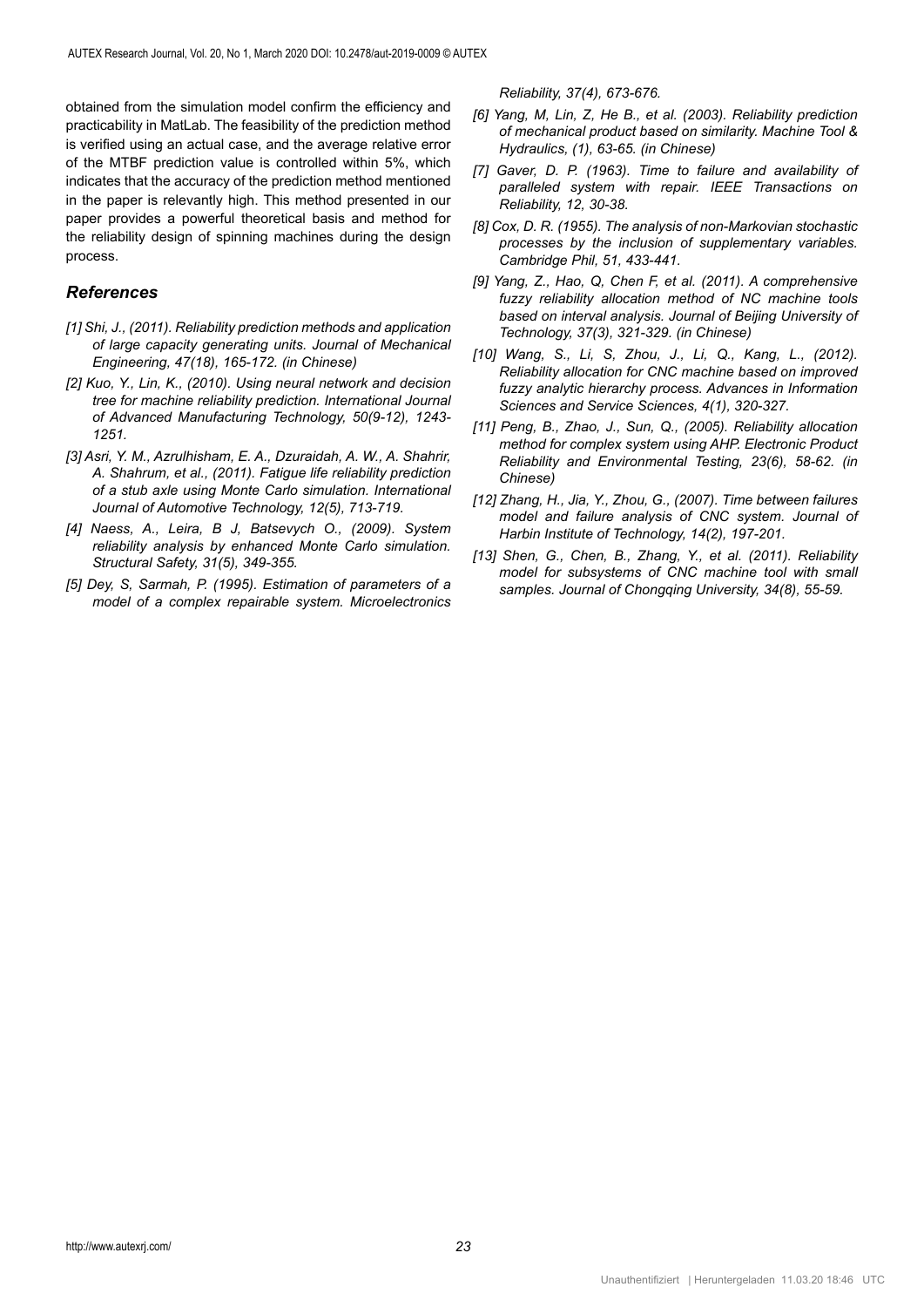obtained from the simulation model confirm the efficiency and practicability in MatLab. The feasibility of the prediction method is verified using an actual case, and the average relative error of the MTBF prediction value is controlled within 5%, which indicates that the accuracy of the prediction method mentioned in the paper is relevantly high. This method presented in our paper provides a powerful theoretical basis and method for the reliability design of spinning machines during the design process.

## References

*[1] Shi, J., (2011). Reliability prediction methods and application of large capacity generating units. Journal of Mechanical Engineering, 47(18), 165-172. (in Chinese)*

*[2] Kuo, Y., Lin, K., (2010). Using neural network and decision tree for machine reliability prediction. International Journal of Advanced Manufacturing Technology, 50(9-12), 1243-1251.*

*[3] Asri, Y. M., Azrulhisham, E. A., Dzuraidah, A. W., A. Shahrir, A. Shahrum, et al., (2011). Fatigue life reliability prediction of a stub axle using Monte Carlo simulation. International Journal of Automotive Technology, 12(5), 713-719.*

*[4] Naess, A., Leira, B J, Batsevych O., (2009). System reliability analysis by enhanced Monte Carlo simulation. Structural Safety, 31(5), 349-355.*

*[5] Dey, S, Sarmah, P. (1995). Estimation of parameters of a model of a complex repairable system. Microelectronics Reliability, 37(4), 673-676.*

*[6] Yang, M, Lin, Z, He B., et al. (2003). Reliability prediction of mechanical product based on similarity. Machine Tool & Hydraulics, (1), 63-65. (in Chinese)*

*[7] Gaver, D. P. (1963). Time to failure and availability of paralleled system with repair. IEEE Transactions on Reliability, 12, 30-38.*

*[8] Cox, D. R. (1955). The analysis of non-Markovian stochastic processes by the inclusion of supplementary variables. Cambridge Phil, 51, 433-441.*

*[9] Yang, Z., Hao, Q, Chen F, et al. (2011). A comprehensive fuzzy reliability allocation method of NC machine tools based on interval analysis. Journal of Beijing University of Technology, 37(3), 321-329. (in Chinese)*

*[10] Wang, S., Li, S, Zhou, J., Li, Q., Kang, L., (2012). Reliability allocation for CNC machine based on improved fuzzy analytic hierarchy process. Advances in Information Sciences and Service Sciences, 4(1), 320-327.*

*[11] Peng, B., Zhao, J., Sun, Q., (2005). Reliability allocation method for complex system using AHP. Electronic Product Reliability and Environmental Testing, 23(6), 58-62. (in Chinese)*

*[12] Zhang, H., Jia, Y., Zhou, G., (2007). Time between failures model and failure analysis of CNC system. Journal of Harbin Institute of Technology, 14(2), 197-201.*

*[13] Shen, G., Chen, B., Zhang, Y., et al. (2011). Reliability model for subsystems of CNC machine tool with small samples. Journal of Chongqing University, 34(8), 55-59.*